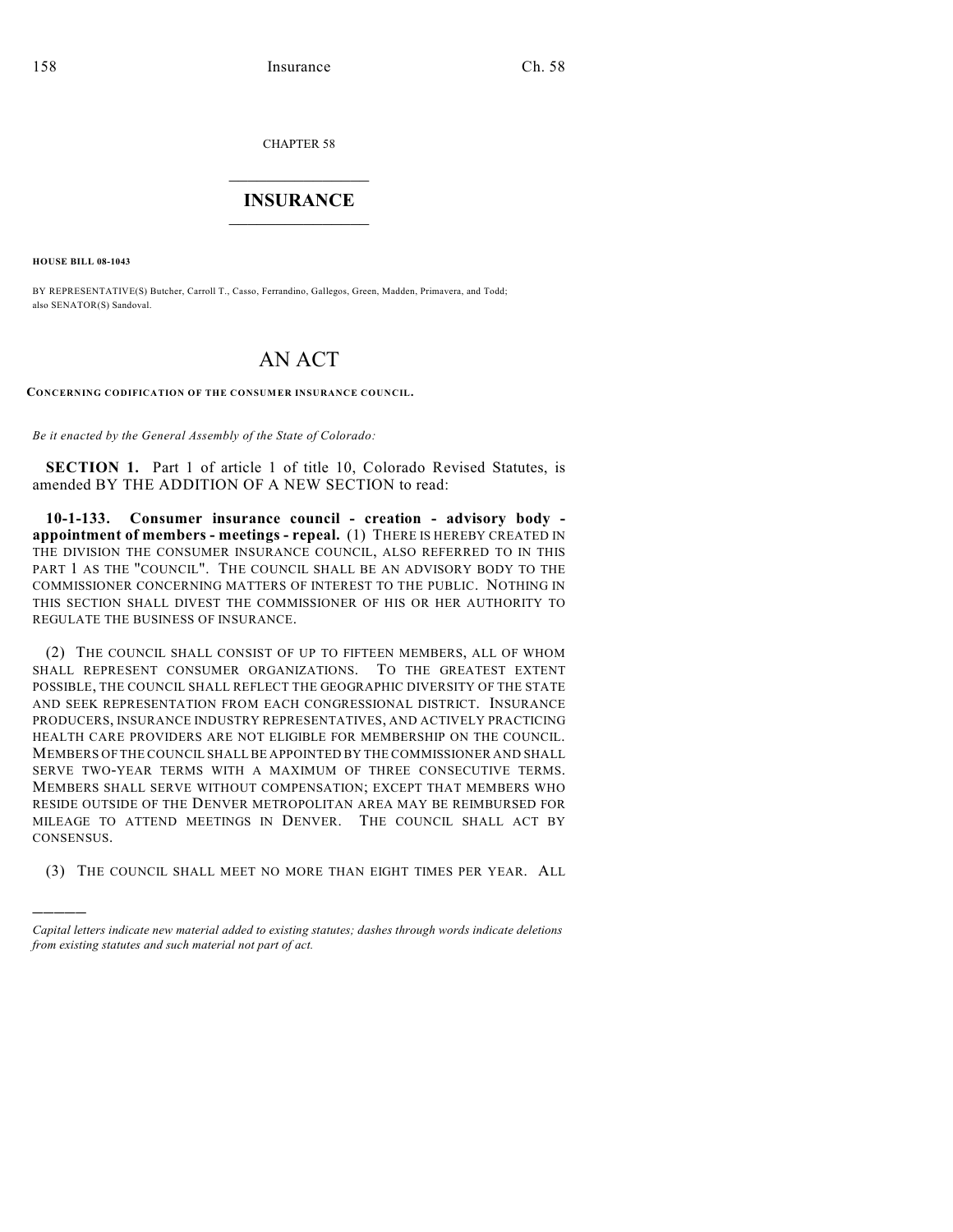CHAPTER 58

# INSURANCE

**HOUSE BILL 08-1043**

BY REPRESENTATIVE(S) Butcher, Carroll T., Casso, Ferrandino, Gallegos, Green, Madden, Primavera, and Todd; also SENATOR(S) Sandoval.

# AN ACT

**CONCERNING CODIFICATION OF THE CONSUMER INSURANCE COUNCIL.**

*Be it enacted by the General Assembly of the State of Colorado:*

**SECTION 1.** Part 1 of article 1 of title 10, Colorado Revised Statutes, is amended BY THE ADDITION OF A NEW SECTION to read:

**10-1-133. Consumer insurance council - creation - advisory body - appointment of members - meetings - repeal.** (1) THERE IS HEREBY CREATED IN THE DIVISION THE CONSUMER INSURANCE COUNCIL, ALSO REFERRED TO IN THIS PART 1 AS THE "COUNCIL". THE COUNCIL SHALL BE AN ADVISORY BODY TO THE COMMISSIONER CONCERNING MATTERS OF INTEREST TO THE PUBLIC. NOTHING IN THIS SECTION SHALL DIVEST THE COMMISSIONER OF HIS OR HER AUTHORITY TO REGULATE THE BUSINESS OF INSURANCE.

(2) THE COUNCIL SHALL CONSIST OF UP TO FIFTEEN MEMBERS, ALL OF WHOM SHALL REPRESENT CONSUMER ORGANIZATIONS. TO THE GREATEST EXTENT POSSIBLE, THE COUNCIL SHALL REFLECT THE GEOGRAPHIC DIVERSITY OF THE STATE AND SEEK REPRESENTATION FROM EACH CONGRESSIONAL DISTRICT. INSURANCE PRODUCERS, INSURANCE INDUSTRY REPRESENTATIVES, AND ACTIVELY PRACTICING HEALTH CARE PROVIDERS ARE NOT ELIGIBLE FOR MEMBERSHIP ON THE COUNCIL. MEMBERS OF THE COUNCIL SHALL BE APPOINTED BY THE COMMISSIONER AND SHALL SERVE TWO-YEAR TERMS WITH A MAXIMUM OF THREE CONSECUTIVE TERMS. MEMBERS SHALL SERVE WITHOUT COMPENSATION; EXCEPT THAT MEMBERS WHO RESIDE OUTSIDE OF THE DENVER METROPOLITAN AREA MAY BE REIMBURSED FOR MILEAGE TO ATTEND MEETINGS IN DENVER. THE COUNCIL SHALL ACT BY CONSENSUS.

(3) THE COUNCIL SHALL MEET NO MORE THAN EIGHT TIMES PER YEAR. ALL

---

*Capital letters indicate new material added to existing statutes; dashes through words indicate deletions from existing statutes and such material not part of act.*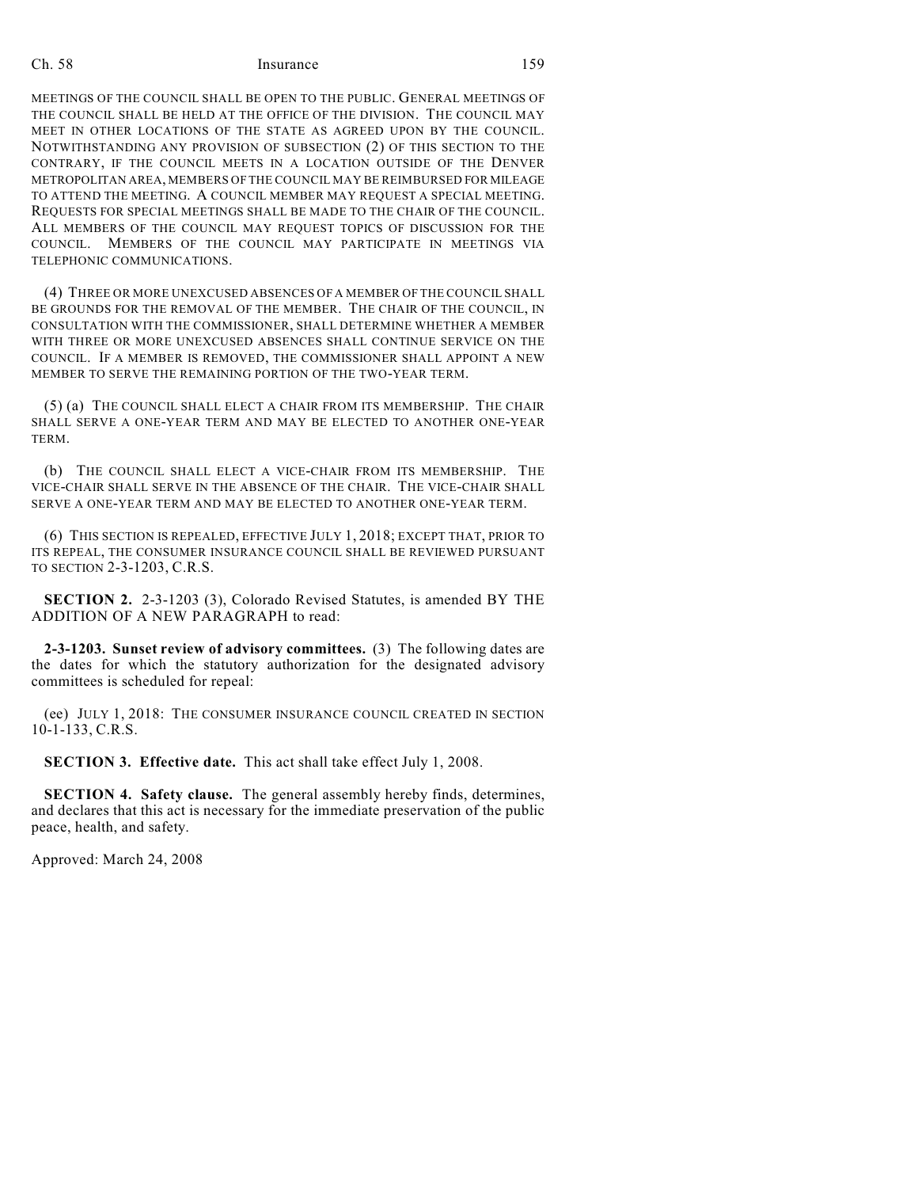MEETINGS OF THE COUNCIL SHALL BE OPEN TO THE PUBLIC. GENERAL MEETINGS OF THE COUNCIL SHALL BE HELD AT THE OFFICE OF THE DIVISION. THE COUNCIL MAY MEET IN OTHER LOCATIONS OF THE STATE AS AGREED UPON BY THE COUNCIL. NOTWITHSTANDING ANY PROVISION OF SUBSECTION (2) OF THIS SECTION TO THE CONTRARY, IF THE COUNCIL MEETS IN A LOCATION OUTSIDE OF THE DENVER METROPOLITAN AREA, MEMBERS OF THE COUNCIL MAY BE REIMBURSED FOR MILEAGE TO ATTEND THE MEETING. A COUNCIL MEMBER MAY REQUEST A SPECIAL MEETING. REQUESTS FOR SPECIAL MEETINGS SHALL BE MADE TO THE CHAIR OF THE COUNCIL. ALL MEMBERS OF THE COUNCIL MAY REQUEST TOPICS OF DISCUSSION FOR THE COUNCIL. MEMBERS OF THE COUNCIL MAY PARTICIPATE IN MEETINGS VIA TELEPHONIC COMMUNICATIONS.

(4) THREE OR MORE UNEXCUSED ABSENCES OF A MEMBER OF THE COUNCIL SHALL BE GROUNDS FOR THE REMOVAL OF THE MEMBER. THE CHAIR OF THE COUNCIL, IN CONSULTATION WITH THE COMMISSIONER, SHALL DETERMINE WHETHER A MEMBER WITH THREE OR MORE UNEXCUSED ABSENCES SHALL CONTINUE SERVICE ON THE COUNCIL. IF A MEMBER IS REMOVED, THE COMMISSIONER SHALL APPOINT A NEW MEMBER TO SERVE THE REMAINING PORTION OF THE TWO-YEAR TERM.

(5) (a) THE COUNCIL SHALL ELECT A CHAIR FROM ITS MEMBERSHIP. THE CHAIR SHALL SERVE A ONE-YEAR TERM AND MAY BE ELECTED TO ANOTHER ONE-YEAR TERM.

(b) THE COUNCIL SHALL ELECT A VICE-CHAIR FROM ITS MEMBERSHIP. THE VICE-CHAIR SHALL SERVE IN THE ABSENCE OF THE CHAIR. THE VICE-CHAIR SHALL SERVE A ONE-YEAR TERM AND MAY BE ELECTED TO ANOTHER ONE-YEAR TERM.

(6) THIS SECTION IS REPEALED, EFFECTIVE JULY 1, 2018; EXCEPT THAT, PRIOR TO ITS REPEAL, THE CONSUMER INSURANCE COUNCIL SHALL BE REVIEWED PURSUANT TO SECTION 2-3-1203, C.R.S.

**SECTION 2.** 2-3-1203 (3), Colorado Revised Statutes, is amended BY THE ADDITION OF A NEW PARAGRAPH to read:

**2-3-1203. Sunset review of advisory committees.** (3) The following dates are the dates for which the statutory authorization for the designated advisory committees is scheduled for repeal:

(ee) JULY 1, 2018: THE CONSUMER INSURANCE COUNCIL CREATED IN SECTION 10-1-133, C.R.S.

**SECTION 3. Effective date.** This act shall take effect July 1, 2008.

**SECTION 4. Safety clause.** The general assembly hereby finds, determines, and declares that this act is necessary for the immediate preservation of the public peace, health, and safety.

Approved: March 24, 2008